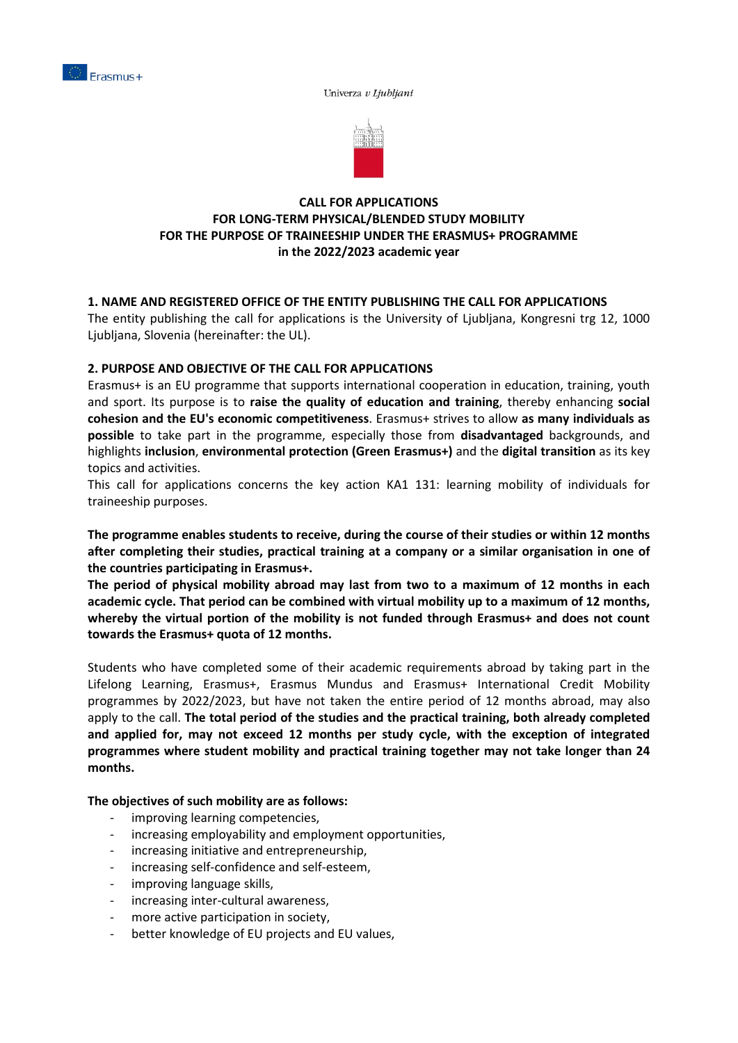Erasmus+

Univerza *v Ljubljani*

**CALL FOR APPLICATIONS**
**FOR LONG-TERM PHYSICAL/BLENDED STUDY MOBILITY**
**FOR THE PURPOSE OF TRAINEESHIP UNDER THE ERASMUS+ PROGRAMME**
**in the 2022/2023 academic year**

## 1. NAME AND REGISTERED OFFICE OF THE ENTITY PUBLISHING THE CALL FOR APPLICATIONS

The entity publishing the call for applications is the University of Ljubljana, Kongresni trg 12, 1000 Ljubljana, Slovenia (hereinafter: the UL).

## 2. PURPOSE AND OBJECTIVE OF THE CALL FOR APPLICATIONS

Erasmus+ is an EU programme that supports international cooperation in education, training, youth and sport. Its purpose is to **raise the quality of education and training**, thereby enhancing **social cohesion and the EU's economic competitiveness**. Erasmus+ strives to allow **as many individuals as possible** to take part in the programme, especially those from **disadvantaged** backgrounds, and highlights **inclusion**, **environmental protection (Green Erasmus+)** and the **digital transition** as its key topics and activities.

This call for applications concerns the key action KA1 131: learning mobility of individuals for traineeship purposes.

**The programme enables students to receive, during the course of their studies or within 12 months after completing their studies, practical training at a company or a similar organisation in one of the countries participating in Erasmus+.**

**The period of physical mobility abroad may last from two to a maximum of 12 months in each academic cycle. That period can be combined with virtual mobility up to a maximum of 12 months, whereby the virtual portion of the mobility is not funded through Erasmus+ and does not count towards the Erasmus+ quota of 12 months.**

Students who have completed some of their academic requirements abroad by taking part in the Lifelong Learning, Erasmus+, Erasmus Mundus and Erasmus+ International Credit Mobility programmes by 2022/2023, but have not taken the entire period of 12 months abroad, may also apply to the call. **The total period of the studies and the practical training, both already completed and applied for, may not exceed 12 months per study cycle, with the exception of integrated programmes where student mobility and practical training together may not take longer than 24 months.**

**The objectives of such mobility are as follows:**

- improving learning competencies,
- increasing employability and employment opportunities,
- increasing initiative and entrepreneurship,
- increasing self-confidence and self-esteem,
- improving language skills,
- increasing inter-cultural awareness,
- more active participation in society,
- better knowledge of EU projects and EU values,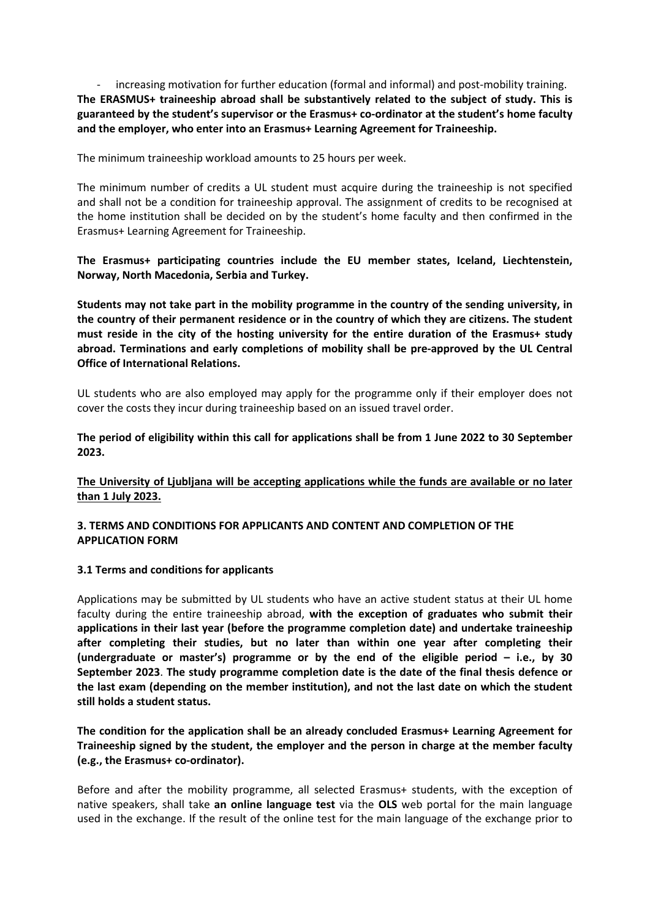- increasing motivation for further education (formal and informal) and post-mobility training.

**The ERASMUS+ traineeship abroad shall be substantively related to the subject of study. This is guaranteed by the student's supervisor or the Erasmus+ co-ordinator at the student's home faculty and the employer, who enter into an Erasmus+ Learning Agreement for Traineeship.**

The minimum traineeship workload amounts to 25 hours per week.

The minimum number of credits a UL student must acquire during the traineeship is not specified and shall not be a condition for traineeship approval. The assignment of credits to be recognised at the home institution shall be decided on by the student's home faculty and then confirmed in the Erasmus+ Learning Agreement for Traineeship.

**The Erasmus+ participating countries include the EU member states, Iceland, Liechtenstein, Norway, North Macedonia, Serbia and Turkey.**

**Students may not take part in the mobility programme in the country of the sending university, in the country of their permanent residence or in the country of which they are citizens. The student must reside in the city of the hosting university for the entire duration of the Erasmus+ study abroad. Terminations and early completions of mobility shall be pre-approved by the UL Central Office of International Relations.**

UL students who are also employed may apply for the programme only if their employer does not cover the costs they incur during traineeship based on an issued travel order.

**The period of eligibility within this call for applications shall be from 1 June 2022 to 30 September 2023.**

**<u>The University of Ljubljana will be accepting applications while the funds are available or no later than 1 July 2023.</u>**

## 3. TERMS AND CONDITIONS FOR APPLICANTS AND CONTENT AND COMPLETION OF THE APPLICATION FORM

### 3.1 Terms and conditions for applicants

Applications may be submitted by UL students who have an active student status at their UL home faculty during the entire traineeship abroad, **with the exception of graduates who submit their applications in their last year (before the programme completion date) and undertake traineeship after completing their studies, but no later than within one year after completing their (undergraduate or master's) programme or by the end of the eligible period – i.e., by 30 September 2023**. **The study programme completion date is the date of the final thesis defence or the last exam (depending on the member institution), and not the last date on which the student still holds a student status.**

**The condition for the application shall be an already concluded Erasmus+ Learning Agreement for Traineeship signed by the student, the employer and the person in charge at the member faculty (e.g., the Erasmus+ co-ordinator).**

Before and after the mobility programme, all selected Erasmus+ students, with the exception of native speakers, shall take **an online language test** via the **OLS** web portal for the main language used in the exchange. If the result of the online test for the main language of the exchange prior to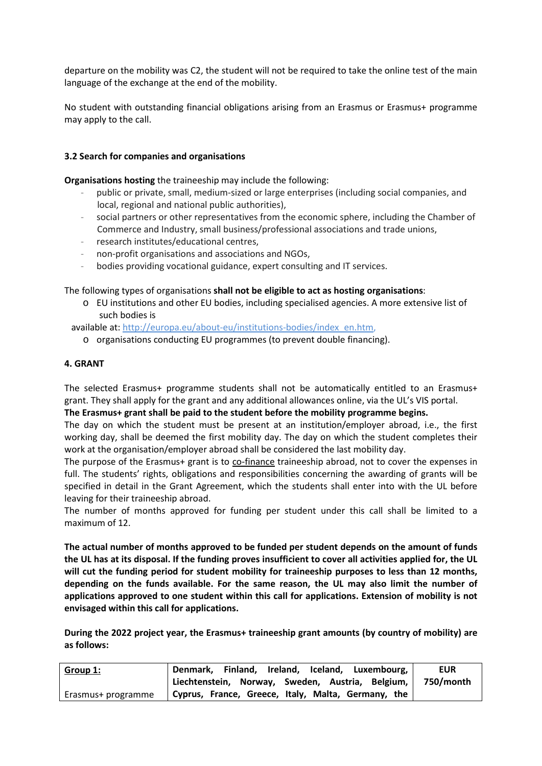departure on the mobility was C2, the student will not be required to take the online test of the main language of the exchange at the end of the mobility.

No student with outstanding financial obligations arising from an Erasmus or Erasmus+ programme may apply to the call.

### 3.2 Search for companies and organisations

**Organisations hosting** the traineeship may include the following:

- public or private, small, medium-sized or large enterprises (including social companies, and local, regional and national public authorities),
- social partners or other representatives from the economic sphere, including the Chamber of Commerce and Industry, small business/professional associations and trade unions,
- research institutes/educational centres,
- non-profit organisations and associations and NGOs,
- bodies providing vocational guidance, expert consulting and IT services.

The following types of organisations **shall not be eligible to act as hosting organisations**:

- EU institutions and other EU bodies, including specialised agencies. A more extensive list of such bodies is available at: http://europa.eu/about-eu/institutions-bodies/index_en.htm,
- organisations conducting EU programmes (to prevent double financing).

## 4. GRANT

The selected Erasmus+ programme students shall not be automatically entitled to an Erasmus+ grant. They shall apply for the grant and any additional allowances online, via the UL's VIS portal.

**The Erasmus+ grant shall be paid to the student before the mobility programme begins.**

The day on which the student must be present at an institution/employer abroad, i.e., the first working day, shall be deemed the first mobility day. The day on which the student completes their work at the organisation/employer abroad shall be considered the last mobility day.

The purpose of the Erasmus+ grant is to co-finance traineeship abroad, not to cover the expenses in full. The students' rights, obligations and responsibilities concerning the awarding of grants will be specified in detail in the Grant Agreement, which the students shall enter into with the UL before leaving for their traineeship abroad.

The number of months approved for funding per student under this call shall be limited to a maximum of 12.

**The actual number of months approved to be funded per student depends on the amount of funds the UL has at its disposal. If the funding proves insufficient to cover all activities applied for, the UL will cut the funding period for student mobility for traineeship purposes to less than 12 months, depending on the funds available. For the same reason, the UL may also limit the number of applications approved to one student within this call for applications. Extension of mobility is not envisaged within this call for applications.**

**During the 2022 project year, the Erasmus+ traineeship grant amounts (by country of mobility) are as follows:**

| Group 1: Erasmus+ programme | Denmark, Finland, Ireland, Iceland, Luxembourg, Liechtenstein, Norway, Sweden, Austria, Belgium, Cyprus, France, Greece, Italy, Malta, Germany, the | EUR 750/month |
|---|---|---|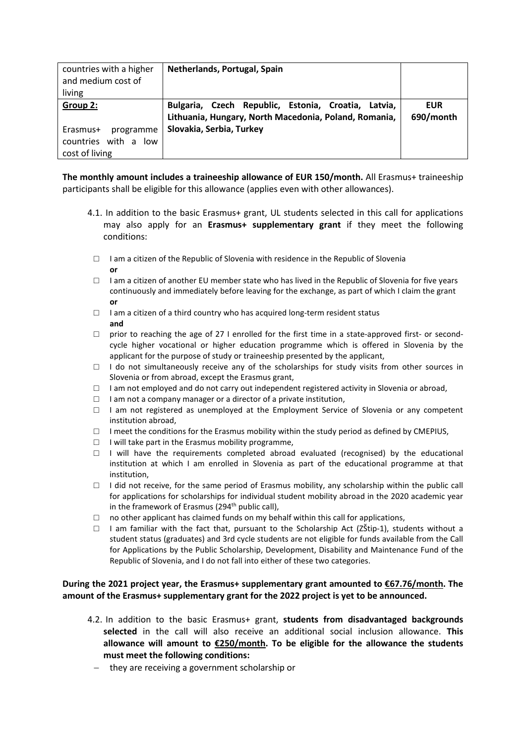| | | |
|---|---|---|
| countries with a higher and medium cost of living | **Netherlands, Portugal, Spain** | |
| **Group 2:**<br><br>Erasmus+ programme countries with a low cost of living | **Bulgaria, Czech Republic, Estonia, Croatia, Latvia, Lithuania, Hungary, North Macedonia, Poland, Romania, Slovakia, Serbia, Turkey** | **EUR 690/month** |

**The monthly amount includes a traineeship allowance of EUR 150/month.** All Erasmus+ traineeship participants shall be eligible for this allowance (applies even with other allowances).

4.1. In addition to the basic Erasmus+ grant, UL students selected in this call for applications may also apply for an **Erasmus+ supplementary grant** if they meet the following conditions:

- ☐ I am a citizen of the Republic of Slovenia with residence in the Republic of Slovenia **or**
- ☐ I am a citizen of another EU member state who has lived in the Republic of Slovenia for five years continuously and immediately before leaving for the exchange, as part of which I claim the grant **or**
- ☐ I am a citizen of a third country who has acquired long-term resident status **and**
- ☐ prior to reaching the age of 27 I enrolled for the first time in a state-approved first- or second-cycle higher vocational or higher education programme which is offered in Slovenia by the applicant for the purpose of study or traineeship presented by the applicant,
- ☐ I do not simultaneously receive any of the scholarships for study visits from other sources in Slovenia or from abroad, except the Erasmus grant,
- ☐ I am not employed and do not carry out independent registered activity in Slovenia or abroad,
- ☐ I am not a company manager or a director of a private institution,
- ☐ I am not registered as unemployed at the Employment Service of Slovenia or any competent institution abroad,
- ☐ I meet the conditions for the Erasmus mobility within the study period as defined by CMEPIUS,
- ☐ I will take part in the Erasmus mobility programme,
- ☐ I will have the requirements completed abroad evaluated (recognised) by the educational institution at which I am enrolled in Slovenia as part of the educational programme at that institution,
- ☐ I did not receive, for the same period of Erasmus mobility, any scholarship within the public call for applications for scholarships for individual student mobility abroad in the 2020 academic year in the framework of Erasmus (294th public call),
- ☐ no other applicant has claimed funds on my behalf within this call for applications,
- ☐ I am familiar with the fact that, pursuant to the Scholarship Act (ZŠtip-1), students without a student status (graduates) and 3rd cycle students are not eligible for funds available from the Call for Applications by the Public Scholarship, Development, Disability and Maintenance Fund of the Republic of Slovenia, and I do not fall into either of these two categories.

**During the 2021 project year, the Erasmus+ supplementary grant amounted to €67.76/month. The amount of the Erasmus+ supplementary grant for the 2022 project is yet to be announced.**

4.2. In addition to the basic Erasmus+ grant, **students from disadvantaged backgrounds selected** in the call will also receive an additional social inclusion allowance. **This allowance will amount to €250/month. To be eligible for the allowance the students must meet the following conditions:**

- they are receiving a government scholarship or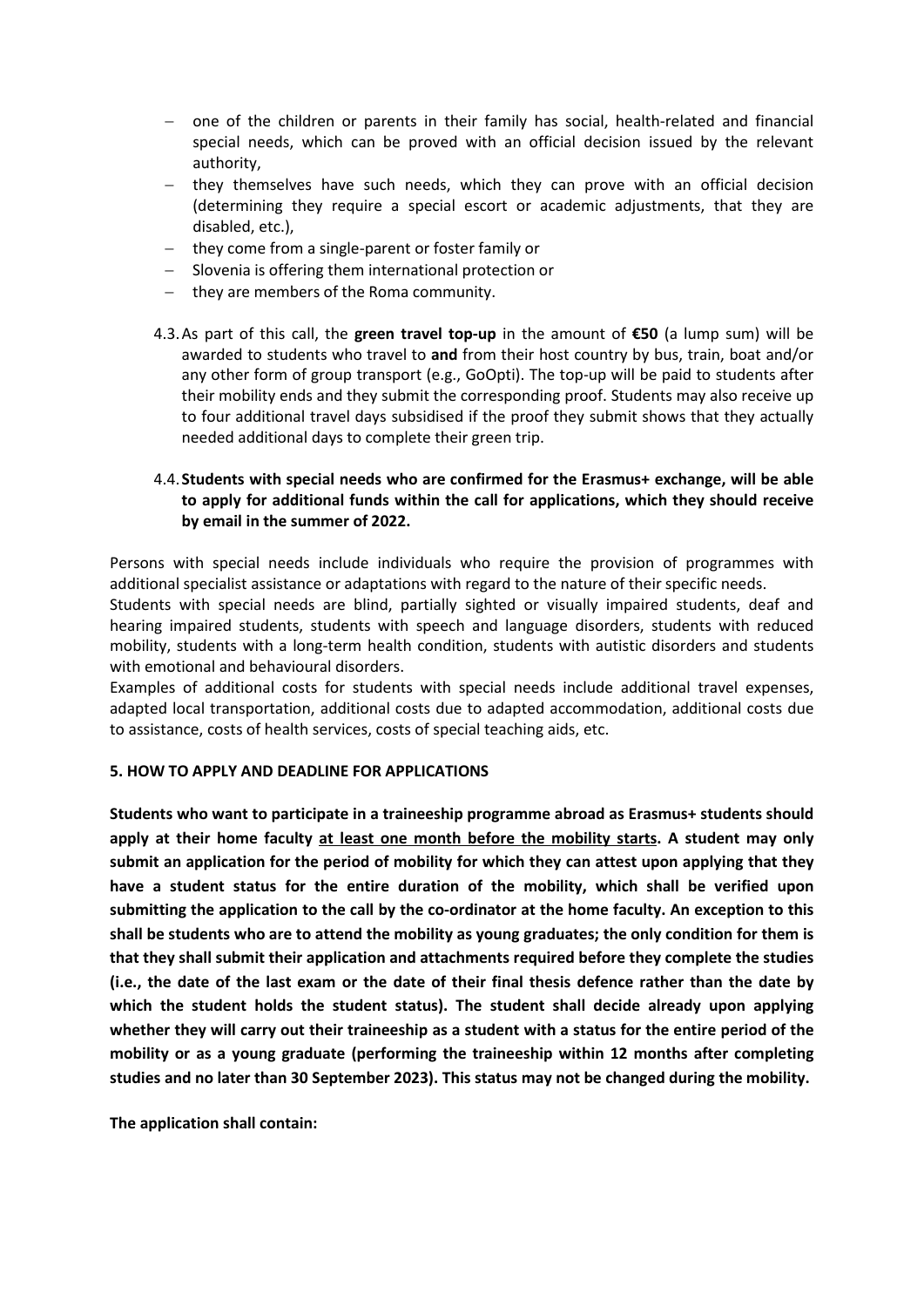- one of the children or parents in their family has social, health-related and financial special needs, which can be proved with an official decision issued by the relevant authority,
- they themselves have such needs, which they can prove with an official decision (determining they require a special escort or academic adjustments, that they are disabled, etc.),
- they come from a single-parent or foster family or
- Slovenia is offering them international protection or
- they are members of the Roma community.

4.3. As part of this call, the **green travel top-up** in the amount of **€50** (a lump sum) will be awarded to students who travel to **and** from their host country by bus, train, boat and/or any other form of group transport (e.g., GoOpti). The top-up will be paid to students after their mobility ends and they submit the corresponding proof. Students may also receive up to four additional travel days subsidised if the proof they submit shows that they actually needed additional days to complete their green trip.

4.4. **Students with special needs who are confirmed for the Erasmus+ exchange, will be able to apply for additional funds within the call for applications, which they should receive by email in the summer of 2022.**

Persons with special needs include individuals who require the provision of programmes with additional specialist assistance or adaptations with regard to the nature of their specific needs.
Students with special needs are blind, partially sighted or visually impaired students, deaf and hearing impaired students, students with speech and language disorders, students with reduced mobility, students with a long-term health condition, students with autistic disorders and students with emotional and behavioural disorders.
Examples of additional costs for students with special needs include additional travel expenses, adapted local transportation, additional costs due to adapted accommodation, additional costs due to assistance, costs of health services, costs of special teaching aids, etc.

**5. HOW TO APPLY AND DEADLINE FOR APPLICATIONS**

**Students who want to participate in a traineeship programme abroad as Erasmus+ students should apply at their home faculty <u>at least one month before the mobility starts</u>. A student may only submit an application for the period of mobility for which they can attest upon applying that they have a student status for the entire duration of the mobility, which shall be verified upon submitting the application to the call by the co-ordinator at the home faculty. An exception to this shall be students who are to attend the mobility as young graduates; the only condition for them is that they shall submit their application and attachments required before they complete the studies (i.e., the date of the last exam or the date of their final thesis defence rather than the date by which the student holds the student status). The student shall decide already upon applying whether they will carry out their traineeship as a student with a status for the entire period of the mobility or as a young graduate (performing the traineeship within 12 months after completing studies and no later than 30 September 2023). This status may not be changed during the mobility.**

**The application shall contain:**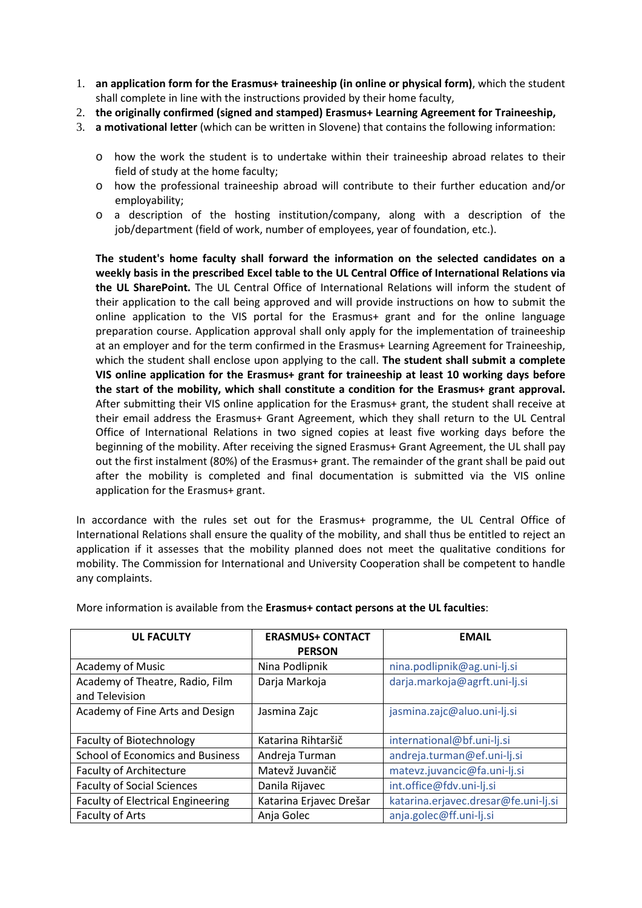1. **an application form for the Erasmus+ traineeship (in online or physical form)**, which the student shall complete in line with the instructions provided by their home faculty,
2. **the originally confirmed (signed and stamped) Erasmus+ Learning Agreement for Traineeship,**
3. **a motivational letter** (which can be written in Slovene) that contains the following information:

   - how the work the student is to undertake within their traineeship abroad relates to their field of study at the home faculty;
   - how the professional traineeship abroad will contribute to their further education and/or employability;
   - a description of the hosting institution/company, along with a description of the job/department (field of work, number of employees, year of foundation, etc.).

   **The student's home faculty shall forward the information on the selected candidates on a weekly basis in the prescribed Excel table to the UL Central Office of International Relations via the UL SharePoint.** The UL Central Office of International Relations will inform the student of their application to the call being approved and will provide instructions on how to submit the online application to the VIS portal for the Erasmus+ grant and for the online language preparation course. Application approval shall only apply for the implementation of traineeship at an employer and for the term confirmed in the Erasmus+ Learning Agreement for Traineeship, which the student shall enclose upon applying to the call. **The student shall submit a complete VIS online application for the Erasmus+ grant for traineeship at least 10 working days before the start of the mobility, which shall constitute a condition for the Erasmus+ grant approval.** After submitting their VIS online application for the Erasmus+ grant, the student shall receive at their email address the Erasmus+ Grant Agreement, which they shall return to the UL Central Office of International Relations in two signed copies at least five working days before the beginning of the mobility. After receiving the signed Erasmus+ Grant Agreement, the UL shall pay out the first instalment (80%) of the Erasmus+ grant. The remainder of the grant shall be paid out after the mobility is completed and final documentation is submitted via the VIS online application for the Erasmus+ grant.

In accordance with the rules set out for the Erasmus+ programme, the UL Central Office of International Relations shall ensure the quality of the mobility, and shall thus be entitled to reject an application if it assesses that the mobility planned does not meet the qualitative conditions for mobility. The Commission for International and University Cooperation shall be competent to handle any complaints.

More information is available from the **Erasmus+ contact persons at the UL faculties**:

| UL FACULTY | ERASMUS+ CONTACT PERSON | EMAIL |
|---|---|---|
| Academy of Music | Nina Podlipnik | nina.podlipnik@ag.uni-lj.si |
| Academy of Theatre, Radio, Film and Television | Darja Markoja | darja.markoja@agrft.uni-lj.si |
| Academy of Fine Arts and Design | Jasmina Zajc | jasmina.zajc@aluo.uni-lj.si |
| Faculty of Biotechnology | Katarina Rihtaršič | international@bf.uni-lj.si |
| School of Economics and Business | Andreja Turman | andreja.turman@ef.uni-lj.si |
| Faculty of Architecture | Matevž Juvančič | matevz.juvancic@fa.uni-lj.si |
| Faculty of Social Sciences | Danila Rijavec | int.office@fdv.uni-lj.si |
| Faculty of Electrical Engineering | Katarina Erjavec Drešar | katarina.erjavec.dresar@fe.uni-lj.si |
| Faculty of Arts | Anja Golec | anja.golec@ff.uni-lj.si |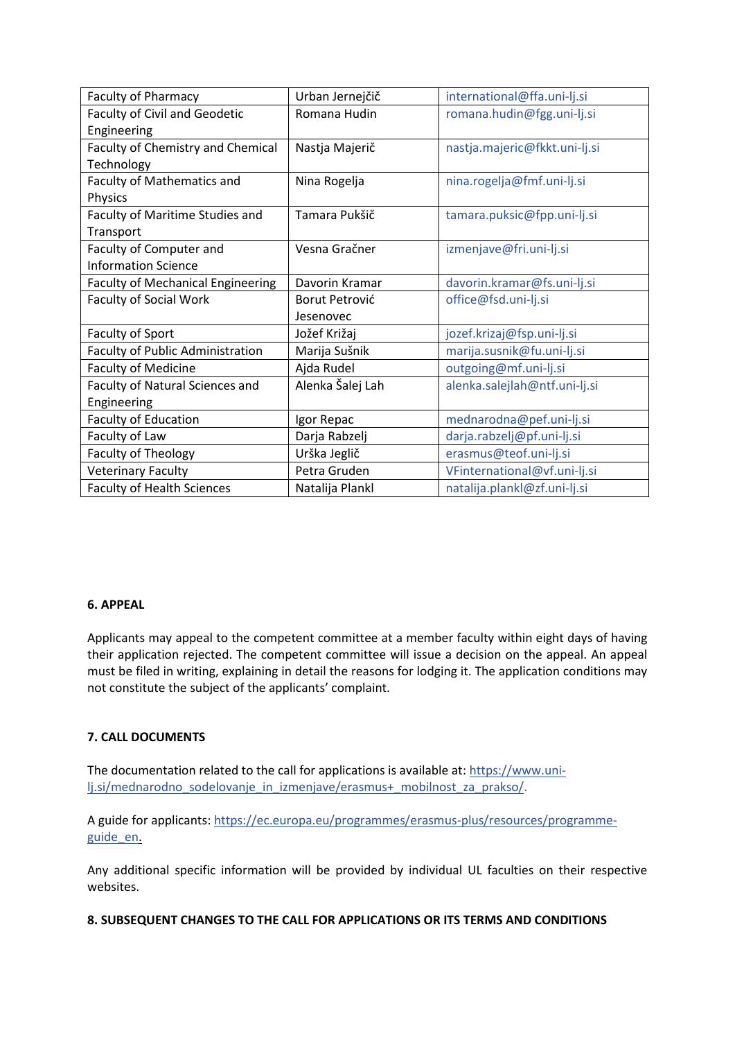| Faculty of Pharmacy | Urban Jernejčič | international@ffa.uni-lj.si |
|---|---|---|
| Faculty of Civil and Geodetic Engineering | Romana Hudin | romana.hudin@fgg.uni-lj.si |
| Faculty of Chemistry and Chemical Technology | Nastja Majerič | nastja.majeric@fkkt.uni-lj.si |
| Faculty of Mathematics and Physics | Nina Rogelja | nina.rogelja@fmf.uni-lj.si |
| Faculty of Maritime Studies and Transport | Tamara Pukšič | tamara.puksic@fpp.uni-lj.si |
| Faculty of Computer and Information Science | Vesna Gračner | izmenjave@fri.uni-lj.si |
| Faculty of Mechanical Engineering | Davorin Kramar | davorin.kramar@fs.uni-lj.si |
| Faculty of Social Work | Borut Petrović Jesenovec | office@fsd.uni-lj.si |
| Faculty of Sport | Jožef Križaj | jozef.krizaj@fsp.uni-lj.si |
| Faculty of Public Administration | Marija Sušnik | marija.susnik@fu.uni-lj.si |
| Faculty of Medicine | Ajda Rudel | outgoing@mf.uni-lj.si |
| Faculty of Natural Sciences and Engineering | Alenka Šalej Lah | alenka.salejlah@ntf.uni-lj.si |
| Faculty of Education | Igor Repac | mednarodna@pef.uni-lj.si |
| Faculty of Law | Darja Rabzelj | darja.rabzelj@pf.uni-lj.si |
| Faculty of Theology | Urška Jeglič | erasmus@teof.uni-lj.si |
| Veterinary Faculty | Petra Gruden | VFinternational@vf.uni-lj.si |
| Faculty of Health Sciences | Natalija Plankl | natalija.plankl@zf.uni-lj.si |

**6. APPEAL**

Applicants may appeal to the competent committee at a member faculty within eight days of having their application rejected. The competent committee will issue a decision on the appeal. An appeal must be filed in writing, explaining in detail the reasons for lodging it. The application conditions may not constitute the subject of the applicants' complaint.

**7. CALL DOCUMENTS**

The documentation related to the call for applications is available at: https://www.uni-lj.si/mednarodno_sodelovanje_in_izmenjave/erasmus+_mobilnost_za_prakso/.

A guide for applicants: https://ec.europa.eu/programmes/erasmus-plus/resources/programme-guide_en.

Any additional specific information will be provided by individual UL faculties on their respective websites.

**8. SUBSEQUENT CHANGES TO THE CALL FOR APPLICATIONS OR ITS TERMS AND CONDITIONS**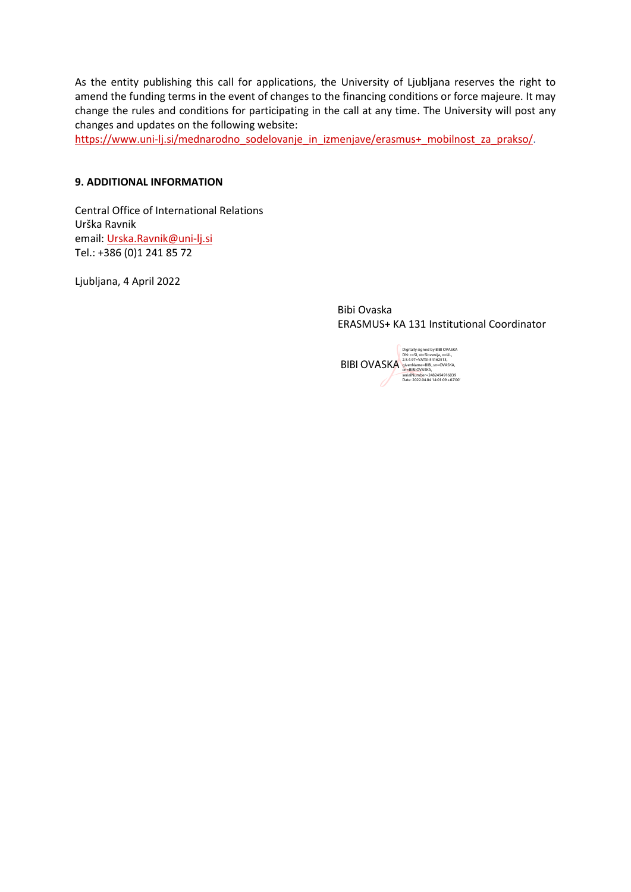As the entity publishing this call for applications, the University of Ljubljana reserves the right to amend the funding terms in the event of changes to the financing conditions or force majeure. It may change the rules and conditions for participating in the call at any time. The University will post any changes and updates on the following website: https://www.uni-lj.si/mednarodno_sodelovanje_in_izmenjave/erasmus+_mobilnost_za_prakso/.

**9. ADDITIONAL INFORMATION**

Central Office of International Relations
Urška Ravnik
email: Urska.Ravnik@uni-lj.si
Tel.: +386 (0)1 241 85 72

Ljubljana, 4 April 2022

Bibi Ovaska
ERASMUS+ KA 131 Institutional Coordinator

BIBI OVASKA

Digitally signed by BIBI OVASKA
DN: c=SI, st=Slovenija, o=UL, 2.5.4.97=VATSI-54162513, givenName=BIBI, sn=OVASKA, cn=BIBI OVASKA, serialNumber=2482494916039
Date: 2022.04.04 14:01:09 +02'00'